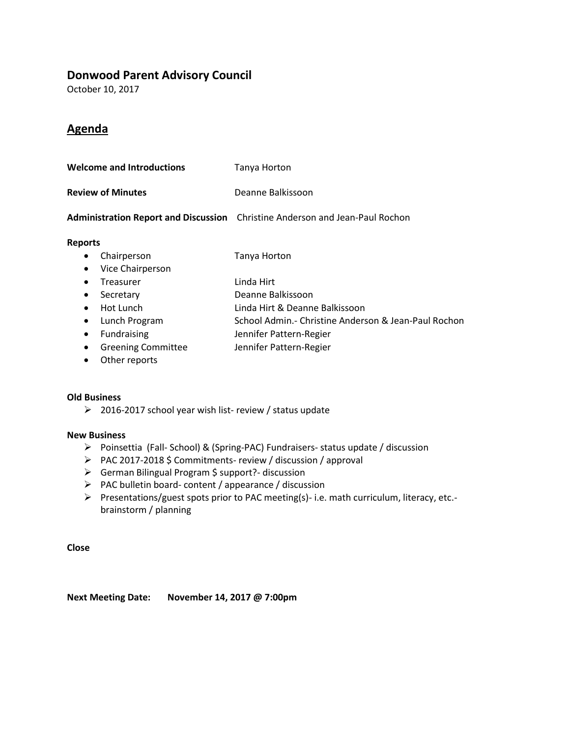## Donwood Parent Advisory Council

October 10, 2017

## Agenda

**Welcome and Introductions** Tanya Horton

**Review of Minutes** Deanne Balkissoon

**Administration Report and Discussion** Christine Anderson and Jean-Paul Rochon

**Reports**

- Chairperson — Tanya Horton
- Vice Chairperson
- Treasurer — Linda Hirt
- Secretary — Deanne Balkissoon
- Hot Lunch — Linda Hirt & Deanne Balkissoon
- Lunch Program — School Admin.- Christine Anderson & Jean-Paul Rochon
- Fundraising — Jennifer Pattern-Regier
- Greening Committee — Jennifer Pattern-Regier
- Other reports

**Old Business**

- 2016-2017 school year wish list- review / status update

**New Business**

- Poinsettia (Fall- School) & (Spring-PAC) Fundraisers- status update / discussion
- PAC 2017-2018 $ Commitments- review / discussion / approval
- German Bilingual Program $ support?- discussion
- PAC bulletin board- content / appearance / discussion
- Presentations/guest spots prior to PAC meeting(s)- i.e. math curriculum, literacy, etc.- brainstorm / planning

**Close**

**Next Meeting Date: November 14, 2017 @ 7:00pm**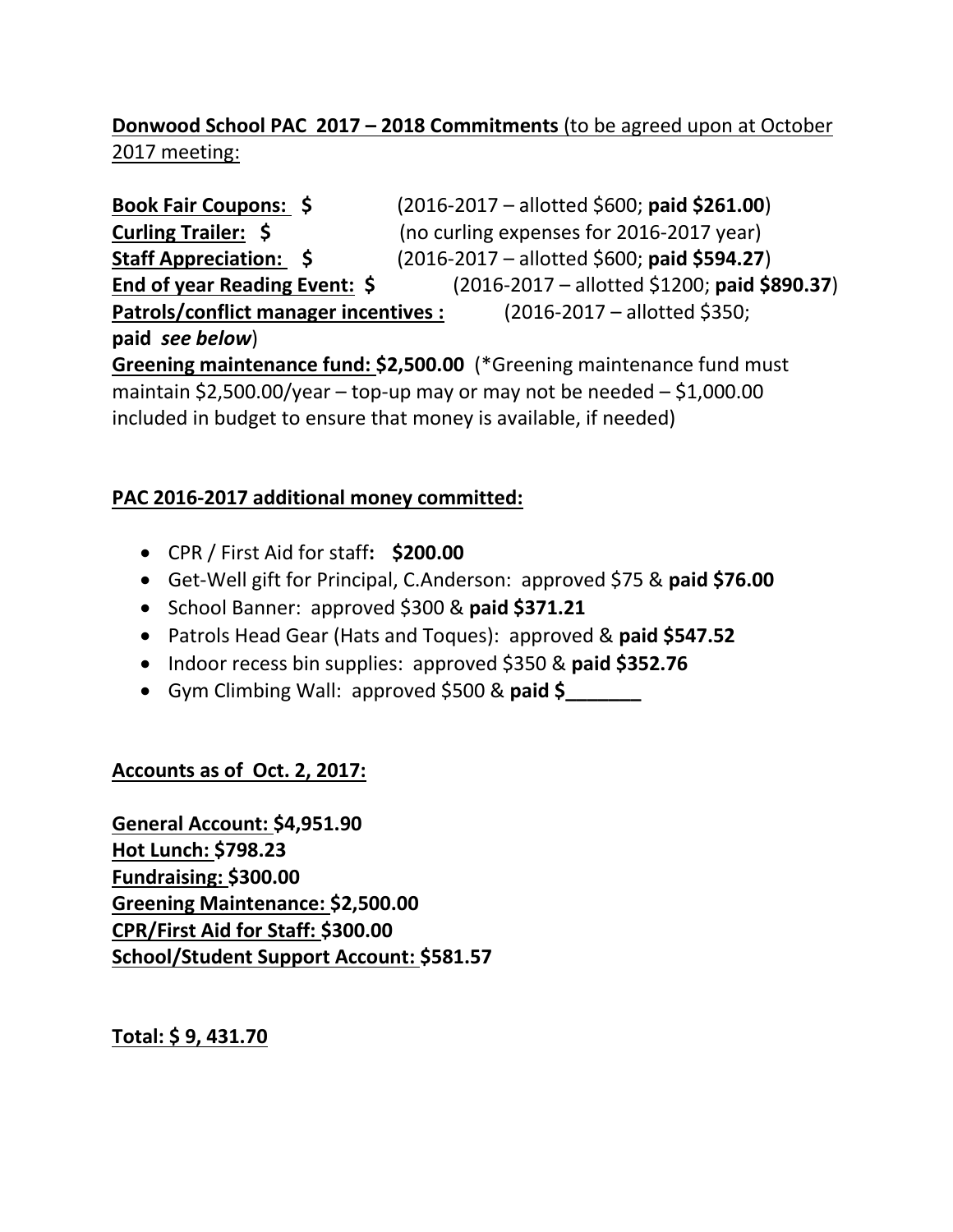<u>**Donwood School PAC 2017 – 2018 Commitments** (to be agreed upon at October 2017 meeting:</u>

<u>**Book Fair Coupons:**</u> **$** (2016-2017 – allotted $600; **paid $261.00**)
<u>**Curling Trailer:**</u> **$** (no curling expenses for 2016-2017 year)
<u>**Staff Appreciation:**</u> **$** (2016-2017 – allotted $600; **paid $594.27**)
<u>**End of year Reading Event:**</u> **$** (2016-2017 – allotted $1200; **paid $890.37**)
<u>**Patrols/conflict manager incentives :**</u> (2016-2017 – allotted $350; **paid** ***see below***)
<u>**Greening maintenance fund:**</u> **$2,500.00** (*Greening maintenance fund must maintain $2,500.00/year – top-up may or may not be needed – $1,000.00 included in budget to ensure that money is available, if needed)

<u>**PAC 2016-2017 additional money committed:**</u>

- CPR / First Aid for staff**: $200.00**
- Get-Well gift for Principal, C.Anderson: approved $75 & **paid $76.00**
- School Banner: approved $300 & **paid $371.21**
- Patrols Head Gear (Hats and Toques): approved & **paid $547.52**
- Indoor recess bin supplies: approved $350 & **paid $352.76**
- Gym Climbing Wall: approved $500 & **paid $_______**

<u>**Accounts as of Oct. 2, 2017:**</u>

<u>**General Account:**</u> **$4,951.90**
<u>**Hot Lunch:**</u> **$798.23**
<u>**Fundraising:**</u> **$300.00**
<u>**Greening Maintenance:**</u> **$2,500.00**
<u>**CPR/First Aid for Staff: $300.00**</u>
<u>**School/Student Support Account:**</u> **$581.57**

<u>**Total: $ 9, 431.70**</u>